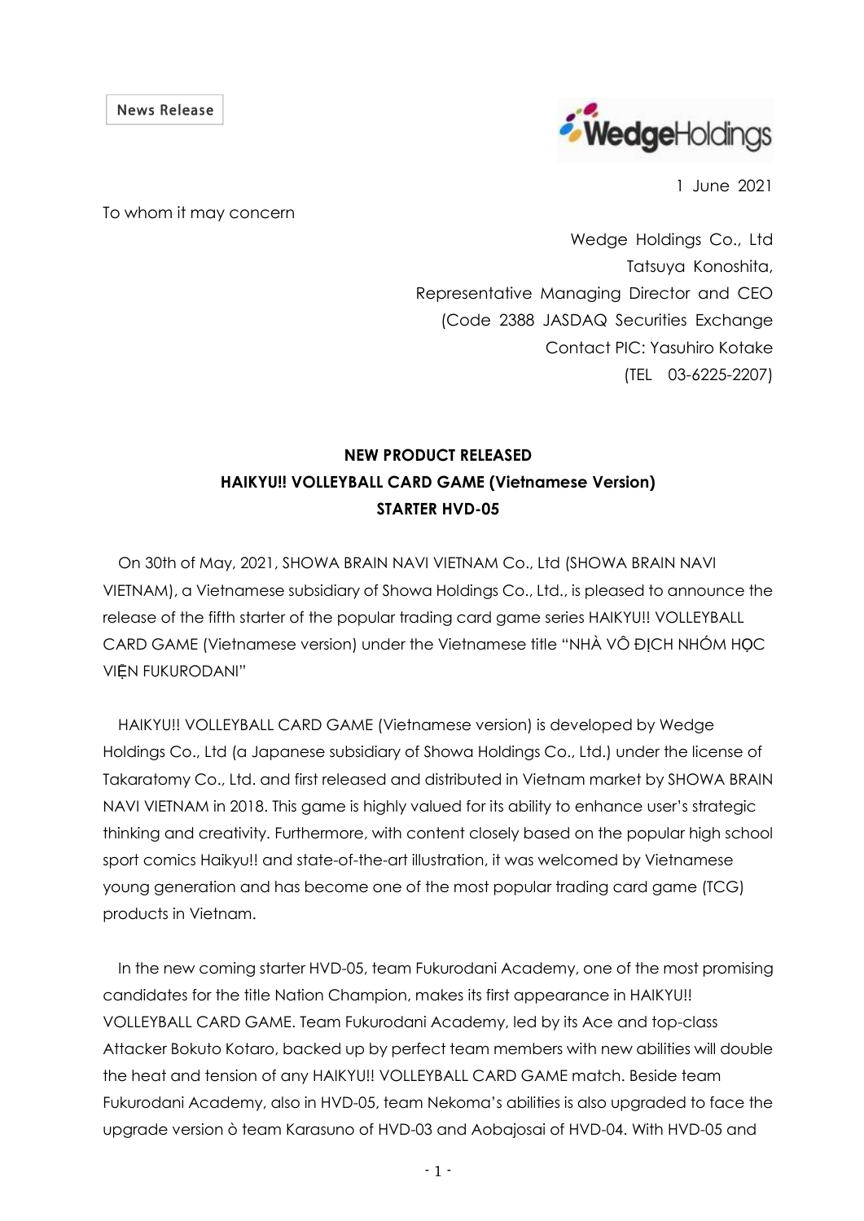News Release

WedgeHoldings

1 June 2021

To whom it may concern

Wedge Holdings Co., Ltd
Tatsuya Konoshita,
Representative Managing Director and CEO
(Code 2388 JASDAQ Securities Exchange
Contact PIC: Yasuhiro Kotake
(TEL 03-6225-2207)

**NEW PRODUCT RELEASED**
**HAIKYU!! VOLLEYBALL CARD GAME (Vietnamese Version)**
**STARTER HVD-05**

On 30th of May, 2021, SHOWA BRAIN NAVI VIETNAM Co., Ltd (SHOWA BRAIN NAVI VIETNAM), a Vietnamese subsidiary of Showa Holdings Co., Ltd., is pleased to announce the release of the fifth starter of the popular trading card game series HAIKYU!! VOLLEYBALL CARD GAME (Vietnamese version) under the Vietnamese title "NHÀ VÔ ĐỊCH NHÓM HỌC VIỆN FUKURODANI"

HAIKYU!! VOLLEYBALL CARD GAME (Vietnamese version) is developed by Wedge Holdings Co., Ltd (a Japanese subsidiary of Showa Holdings Co., Ltd.) under the license of Takaratomy Co., Ltd. and first released and distributed in Vietnam market by SHOWA BRAIN NAVI VIETNAM in 2018. This game is highly valued for its ability to enhance user's strategic thinking and creativity. Furthermore, with content closely based on the popular high school sport comics Haikyu!! and state-of-the-art illustration, it was welcomed by Vietnamese young generation and has become one of the most popular trading card game (TCG) products in Vietnam.

In the new coming starter HVD-05, team Fukurodani Academy, one of the most promising candidates for the title Nation Champion, makes its first appearance in HAIKYU!! VOLLEYBALL CARD GAME. Team Fukurodani Academy, led by its Ace and top-class Attacker Bokuto Kotaro, backed up by perfect team members with new abilities will double the heat and tension of any HAIKYU!! VOLLEYBALL CARD GAME match. Beside team Fukurodani Academy, also in HVD-05, team Nekoma's abilities is also upgraded to face the upgrade version ò team Karasuno of HVD-03 and Aobajosai of HVD-04. With HVD-05 and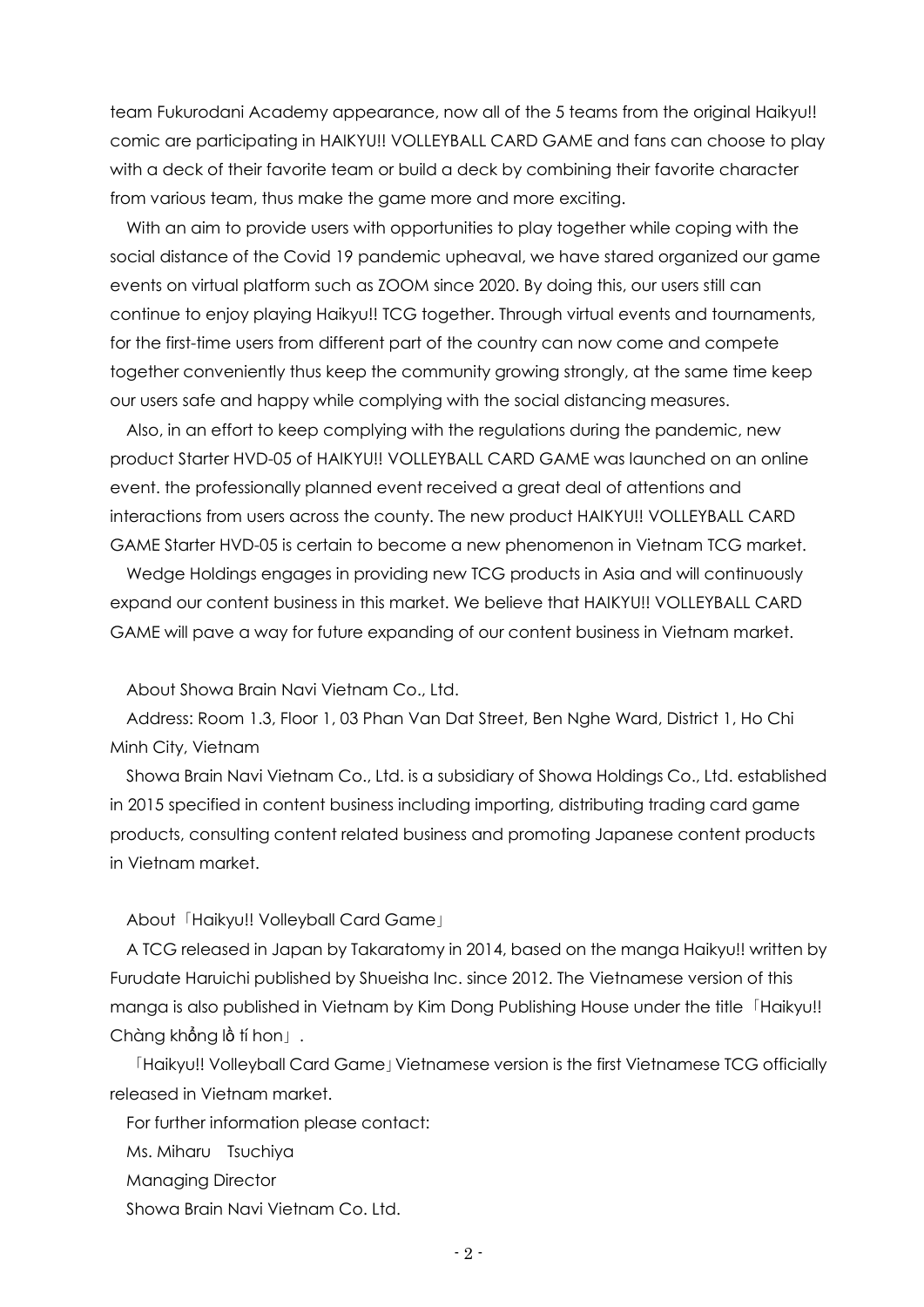team Fukurodani Academy appearance, now all of the 5 teams from the original Haikyu!! comic are participating in HAIKYU!! VOLLEYBALL CARD GAME and fans can choose to play with a deck of their favorite team or build a deck by combining their favorite character from various team, thus make the game more and more exciting.

With an aim to provide users with opportunities to play together while coping with the social distance of the Covid 19 pandemic upheaval, we have stared organized our game events on virtual platform such as ZOOM since 2020. By doing this, our users still can continue to enjoy playing Haikyu!! TCG together. Through virtual events and tournaments, for the first-time users from different part of the country can now come and compete together conveniently thus keep the community growing strongly, at the same time keep our users safe and happy while complying with the social distancing measures.

Also, in an effort to keep complying with the regulations during the pandemic, new product Starter HVD-05 of HAIKYU!! VOLLEYBALL CARD GAME was launched on an online event. the professionally planned event received a great deal of attentions and interactions from users across the county. The new product HAIKYU!! VOLLEYBALL CARD GAME Starter HVD-05 is certain to become a new phenomenon in Vietnam TCG market.

Wedge Holdings engages in providing new TCG products in Asia and will continuously expand our content business in this market. We believe that HAIKYU!! VOLLEYBALL CARD GAME will pave a way for future expanding of our content business in Vietnam market.

About Showa Brain Navi Vietnam Co., Ltd.

Address: Room 1.3, Floor 1, 03 Phan Van Dat Street, Ben Nghe Ward, District 1, Ho Chi Minh City, Vietnam

Showa Brain Navi Vietnam Co., Ltd. is a subsidiary of Showa Holdings Co., Ltd. established in 2015 specified in content business including importing, distributing trading card game products, consulting content related business and promoting Japanese content products in Vietnam market.

About「Haikyu!! Volleyball Card Game」

A TCG released in Japan by Takaratomy in 2014, based on the manga Haikyu!! written by Furudate Haruichi published by Shueisha Inc. since 2012. The Vietnamese version of this manga is also published in Vietnam by Kim Dong Publishing House under the title「Haikyu!! Chàng khổng lồ tí hon」.

「Haikyu!! Volleyball Card Game」Vietnamese version is the first Vietnamese TCG officially released in Vietnam market.

For further information please contact:

Ms. Miharu　Tsuchiya

Managing Director

Showa Brain Navi Vietnam Co. Ltd.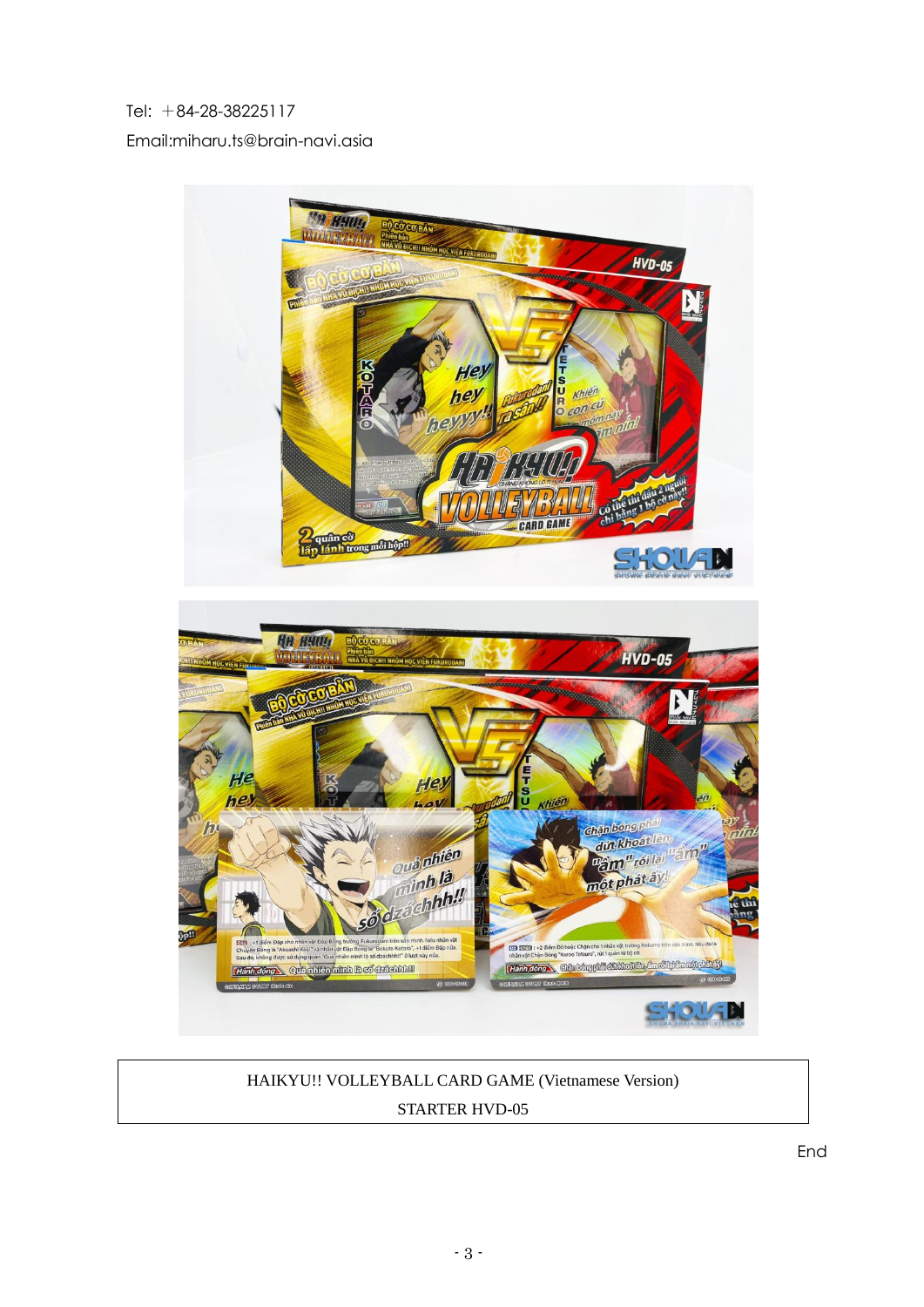Tel: ＋84-28-38225117

Email:miharu.ts@brain-navi.asia

| |
|---|
| HAIKYU!! VOLLEYBALL CARD GAME (Vietnamese Version)<br>STARTER HVD-05 |

End